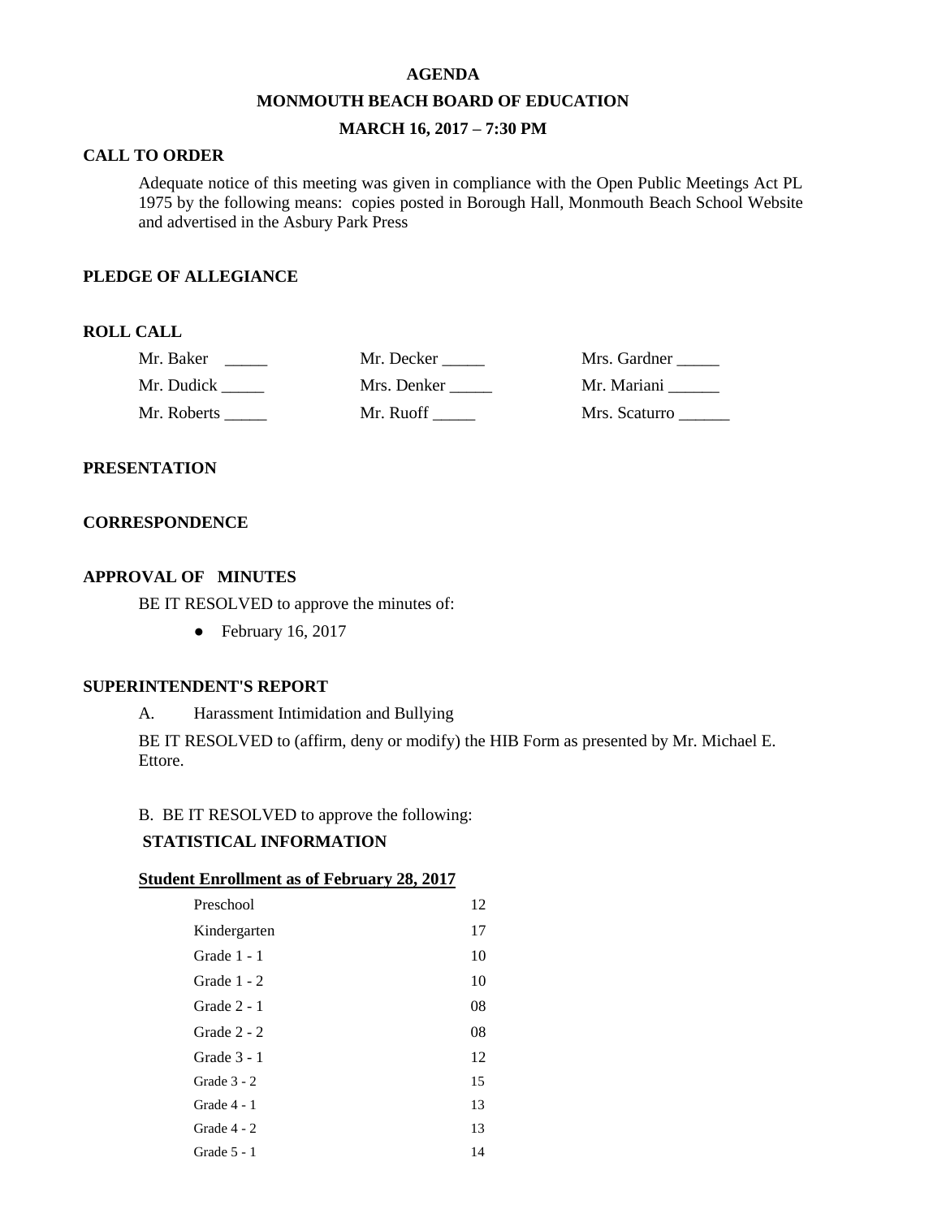# AGENDA

## MONMOUTH BEACH BOARD OF EDUCATION

### MARCH 16, 2017 – 7:30 PM

**CALL TO ORDER**

Adequate notice of this meeting was given in compliance with the Open Public Meetings Act PL 1975 by the following means: copies posted in Borough Hall, Monmouth Beach School Website and advertised in the Asbury Park Press

**PLEDGE OF ALLEGIANCE**

**ROLL CALL**

| | | |
|---|---|---|
| Mr. Baker _____ | Mr. Decker _____ | Mrs. Gardner _____ |
| Mr. Dudick _____ | Mrs. Denker _____ | Mr. Mariani ______ |
| Mr. Roberts _____ | Mr. Ruoff _____ | Mrs. Scaturro ______ |

**PRESENTATION**

**CORRESPONDENCE**

**APPROVAL OF MINUTES**

BE IT RESOLVED to approve the minutes of:

- February 16, 2017

**SUPERINTENDENT'S REPORT**

A. Harassment Intimidation and Bullying

BE IT RESOLVED to (affirm, deny or modify) the HIB Form as presented by Mr. Michael E. Ettore.

B. BE IT RESOLVED to approve the following:

**STATISTICAL INFORMATION**

**Student Enrollment as of February 28, 2017**

| | |
|---|---|
| Preschool | 12 |
| Kindergarten | 17 |
| Grade 1 - 1 | 10 |
| Grade 1 - 2 | 10 |
| Grade 2 - 1 | 08 |
| Grade 2 - 2 | 08 |
| Grade 3 - 1 | 12 |
| Grade 3 - 2 | 15 |
| Grade 4 - 1 | 13 |
| Grade 4 - 2 | 13 |
| Grade 5 - 1 | 14 |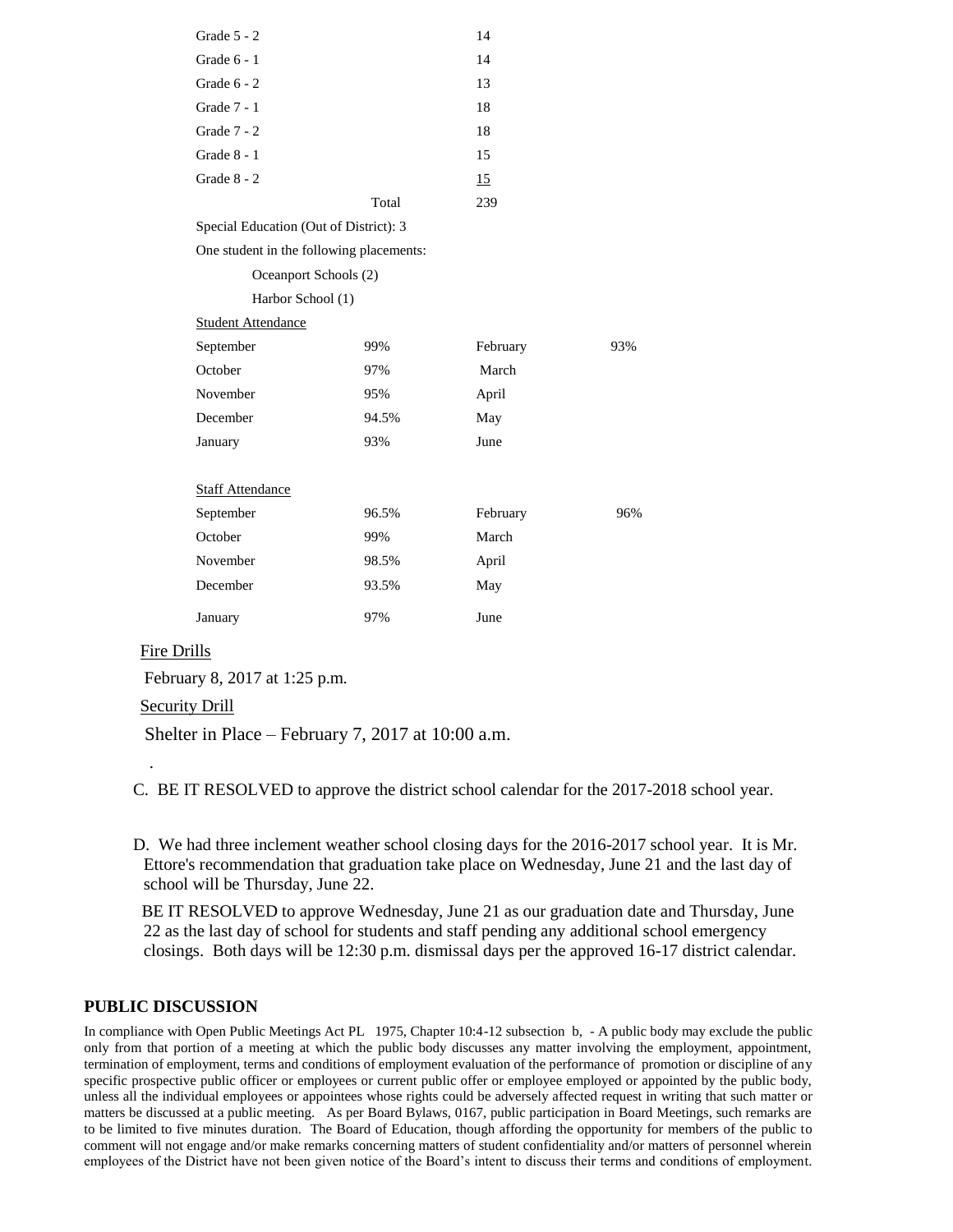| | | |
|---|---|---|
| Grade 5 - 2 | | 14 |
| Grade 6 - 1 | | 14 |
| Grade 6 - 2 | | 13 |
| Grade 7 - 1 | | 18 |
| Grade 7 - 2 | | 18 |
| Grade 8 - 1 | | 15 |
| Grade 8 - 2 | | 15 |
| | Total | 239 |

Special Education (Out of District): 3

One student in the following placements:

Oceanport Schools (2)

Harbor School (1)

Student Attendance

| | | | |
|---|---|---|---|
| September | 99% | February | 93% |
| October | 97% | March | |
| November | 95% | April | |
| December | 94.5% | May | |
| January | 93% | June | |

Staff Attendance

| | | | |
|---|---|---|---|
| September | 96.5% | February | 96% |
| October | 99% | March | |
| November | 98.5% | April | |
| December | 93.5% | May | |
| January | 97% | June | |

Fire Drills

February 8, 2017 at 1:25 p.m.

Security Drill

Shelter in Place – February 7, 2017 at 10:00 a.m.

.

C. BE IT RESOLVED to approve the district school calendar for the 2017-2018 school year.

D. We had three inclement weather school closing days for the 2016-2017 school year. It is Mr. Ettore's recommendation that graduation take place on Wednesday, June 21 and the last day of school will be Thursday, June 22.

BE IT RESOLVED to approve Wednesday, June 21 as our graduation date and Thursday, June 22 as the last day of school for students and staff pending any additional school emergency closings. Both days will be 12:30 p.m. dismissal days per the approved 16-17 district calendar.

**PUBLIC DISCUSSION**

In compliance with Open Public Meetings Act PL 1975, Chapter 10:4-12 subsection b, - A public body may exclude the public only from that portion of a meeting at which the public body discusses any matter involving the employment, appointment, termination of employment, terms and conditions of employment evaluation of the performance of promotion or discipline of any specific prospective public officer or employees or current public offer or employee employed or appointed by the public body, unless all the individual employees or appointees whose rights could be adversely affected request in writing that such matter or matters be discussed at a public meeting. As per Board Bylaws, 0167, public participation in Board Meetings, such remarks are to be limited to five minutes duration. The Board of Education, though affording the opportunity for members of the public to comment will not engage and/or make remarks concerning matters of student confidentiality and/or matters of personnel wherein employees of the District have not been given notice of the Board's intent to discuss their terms and conditions of employment.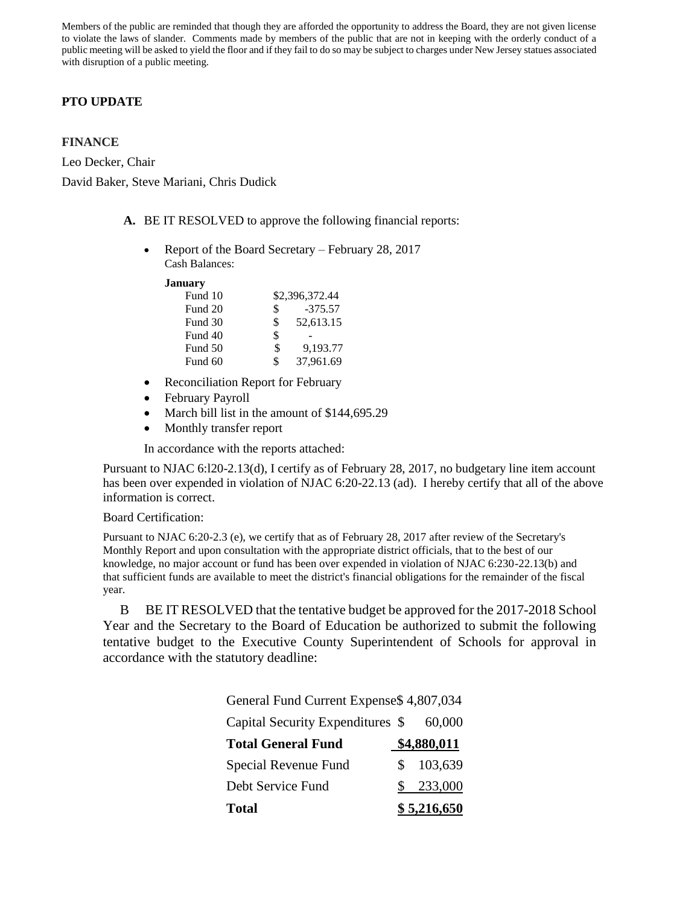Members of the public are reminded that though they are afforded the opportunity to address the Board, they are not given license to violate the laws of slander. Comments made by members of the public that are not in keeping with the orderly conduct of a public meeting will be asked to yield the floor and if they fail to do so may be subject to charges under New Jersey statues associated with disruption of a public meeting.

**PTO UPDATE**

**FINANCE**

Leo Decker, Chair

David Baker, Steve Mariani, Chris Dudick

**A.** BE IT RESOLVED to approve the following financial reports:

- Report of the Board Secretary – February 28, 2017
  Cash Balances:

**January**

| | |
|---|---|
| Fund 10 | $2,396,372.44 |
| Fund 20 | $ -375.57 |
| Fund 30 | $ 52,613.15 |
| Fund 40 | $ - |
| Fund 50 | $ 9,193.77 |
| Fund 60 | $ 37,961.69 |

- Reconciliation Report for February
- February Payroll
- March bill list in the amount of $144,695.29
- Monthly transfer report

In accordance with the reports attached:

Pursuant to NJAC 6:l20-2.13(d), I certify as of February 28, 2017, no budgetary line item account has been over expended in violation of NJAC 6:20-22.13 (ad). I hereby certify that all of the above information is correct.

Board Certification:

Pursuant to NJAC 6:20-2.3 (e), we certify that as of February 28, 2017 after review of the Secretary's Monthly Report and upon consultation with the appropriate district officials, that to the best of our knowledge, no major account or fund has been over expended in violation of NJAC 6:230-22.13(b) and that sufficient funds are available to meet the district's financial obligations for the remainder of the fiscal year.

B BE IT RESOLVED that the tentative budget be approved for the 2017-2018 School Year and the Secretary to the Board of Education be authorized to submit the following tentative budget to the Executive County Superintendent of Schools for approval in accordance with the statutory deadline:

| | |
|---|---|
| General Fund Current Expense | $ 4,807,034 |
| Capital Security Expenditures | $ 60,000 |
| **Total General Fund** | **$4,880,011** |
| Special Revenue Fund | $ 103,639 |
| Debt Service Fund | $ 233,000 |
| **Total** | **$ 5,216,650** |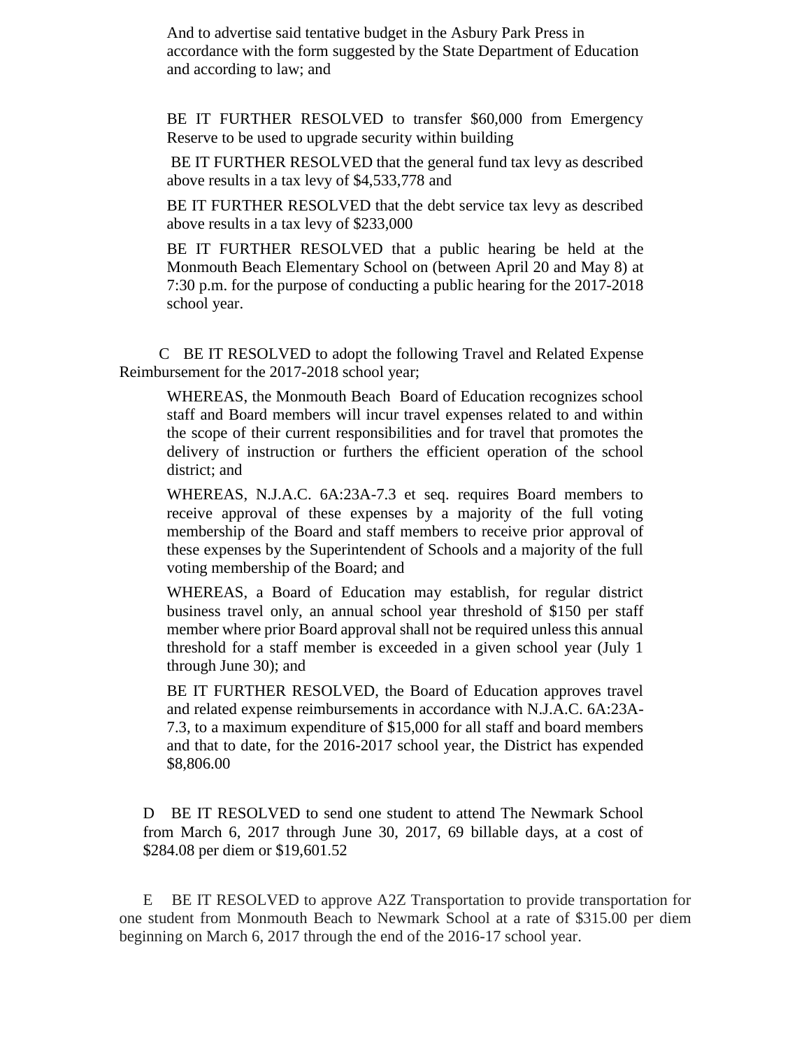And to advertise said tentative budget in the Asbury Park Press in accordance with the form suggested by the State Department of Education and according to law; and

BE IT FURTHER RESOLVED to transfer $60,000 from Emergency Reserve to be used to upgrade security within building

BE IT FURTHER RESOLVED that the general fund tax levy as described above results in a tax levy of $4,533,778 and

BE IT FURTHER RESOLVED that the debt service tax levy as described above results in a tax levy of $233,000

BE IT FURTHER RESOLVED that a public hearing be held at the Monmouth Beach Elementary School on (between April 20 and May 8) at 7:30 p.m. for the purpose of conducting a public hearing for the 2017-2018 school year.

C BE IT RESOLVED to adopt the following Travel and Related Expense Reimbursement for the 2017-2018 school year;

WHEREAS, the Monmouth Beach Board of Education recognizes school staff and Board members will incur travel expenses related to and within the scope of their current responsibilities and for travel that promotes the delivery of instruction or furthers the efficient operation of the school district; and

WHEREAS, N.J.A.C. 6A:23A-7.3 et seq. requires Board members to receive approval of these expenses by a majority of the full voting membership of the Board and staff members to receive prior approval of these expenses by the Superintendent of Schools and a majority of the full voting membership of the Board; and

WHEREAS, a Board of Education may establish, for regular district business travel only, an annual school year threshold of $150 per staff member where prior Board approval shall not be required unless this annual threshold for a staff member is exceeded in a given school year (July 1 through June 30); and

BE IT FURTHER RESOLVED, the Board of Education approves travel and related expense reimbursements in accordance with N.J.A.C. 6A:23A-7.3, to a maximum expenditure of $15,000 for all staff and board members and that to date, for the 2016-2017 school year, the District has expended $8,806.00

D BE IT RESOLVED to send one student to attend The Newmark School from March 6, 2017 through June 30, 2017, 69 billable days, at a cost of $284.08 per diem or $19,601.52

E BE IT RESOLVED to approve A2Z Transportation to provide transportation for one student from Monmouth Beach to Newmark School at a rate of $315.00 per diem beginning on March 6, 2017 through the end of the 2016-17 school year.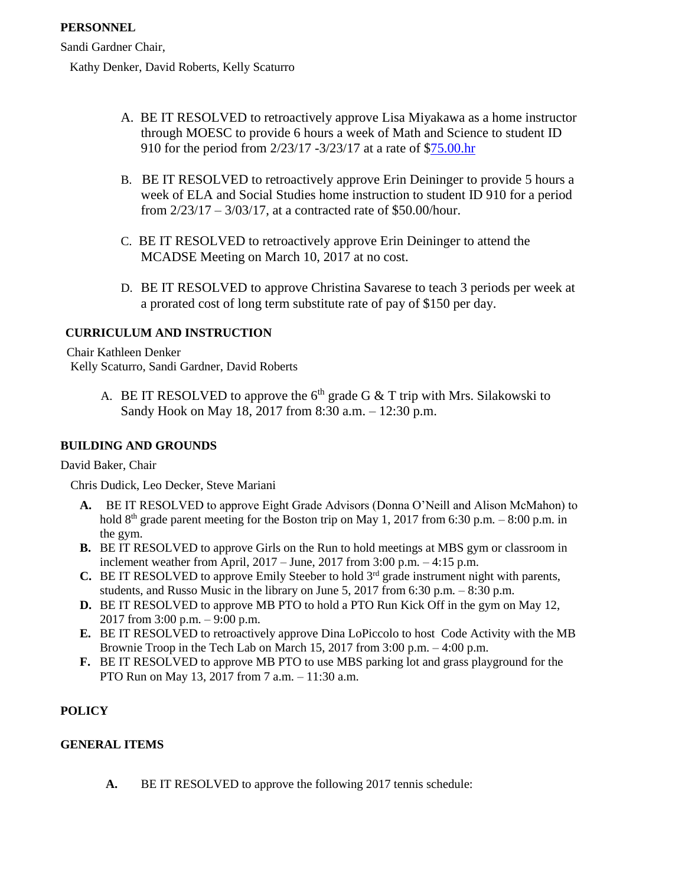**PERSONNEL**

Sandi Gardner Chair,

Kathy Denker, David Roberts, Kelly Scaturro

A. BE IT RESOLVED to retroactively approve Lisa Miyakawa as a home instructor through MOESC to provide 6 hours a week of Math and Science to student ID 910 for the period from 2/23/17 -3/23/17 at a rate of $75.00.hr

B. BE IT RESOLVED to retroactively approve Erin Deininger to provide 5 hours a week of ELA and Social Studies home instruction to student ID 910 for a period from 2/23/17 – 3/03/17, at a contracted rate of $50.00/hour.

C. BE IT RESOLVED to retroactively approve Erin Deininger to attend the MCADSE Meeting on March 10, 2017 at no cost.

D. BE IT RESOLVED to approve Christina Savarese to teach 3 periods per week at a prorated cost of long term substitute rate of pay of $150 per day.

**CURRICULUM AND INSTRUCTION**

Chair Kathleen Denker

Kelly Scaturro, Sandi Gardner, David Roberts

A. BE IT RESOLVED to approve the 6th grade G & T trip with Mrs. Silakowski to Sandy Hook on May 18, 2017 from 8:30 a.m. – 12:30 p.m.

**BUILDING AND GROUNDS**

David Baker, Chair

Chris Dudick, Leo Decker, Steve Mariani

**A.** BE IT RESOLVED to approve Eight Grade Advisors (Donna O'Neill and Alison McMahon) to hold 8th grade parent meeting for the Boston trip on May 1, 2017 from 6:30 p.m. – 8:00 p.m. in the gym.

**B.** BE IT RESOLVED to approve Girls on the Run to hold meetings at MBS gym or classroom in inclement weather from April, 2017 – June, 2017 from 3:00 p.m. – 4:15 p.m.

**C.** BE IT RESOLVED to approve Emily Steeber to hold 3rd grade instrument night with parents, students, and Russo Music in the library on June 5, 2017 from 6:30 p.m. – 8:30 p.m.

**D.** BE IT RESOLVED to approve MB PTO to hold a PTO Run Kick Off in the gym on May 12, 2017 from 3:00 p.m. – 9:00 p.m.

**E.** BE IT RESOLVED to retroactively approve Dina LoPiccolo to host Code Activity with the MB Brownie Troop in the Tech Lab on March 15, 2017 from 3:00 p.m. – 4:00 p.m.

**F.** BE IT RESOLVED to approve MB PTO to use MBS parking lot and grass playground for the PTO Run on May 13, 2017 from 7 a.m. – 11:30 a.m.

**POLICY**

**GENERAL ITEMS**

**A.** BE IT RESOLVED to approve the following 2017 tennis schedule: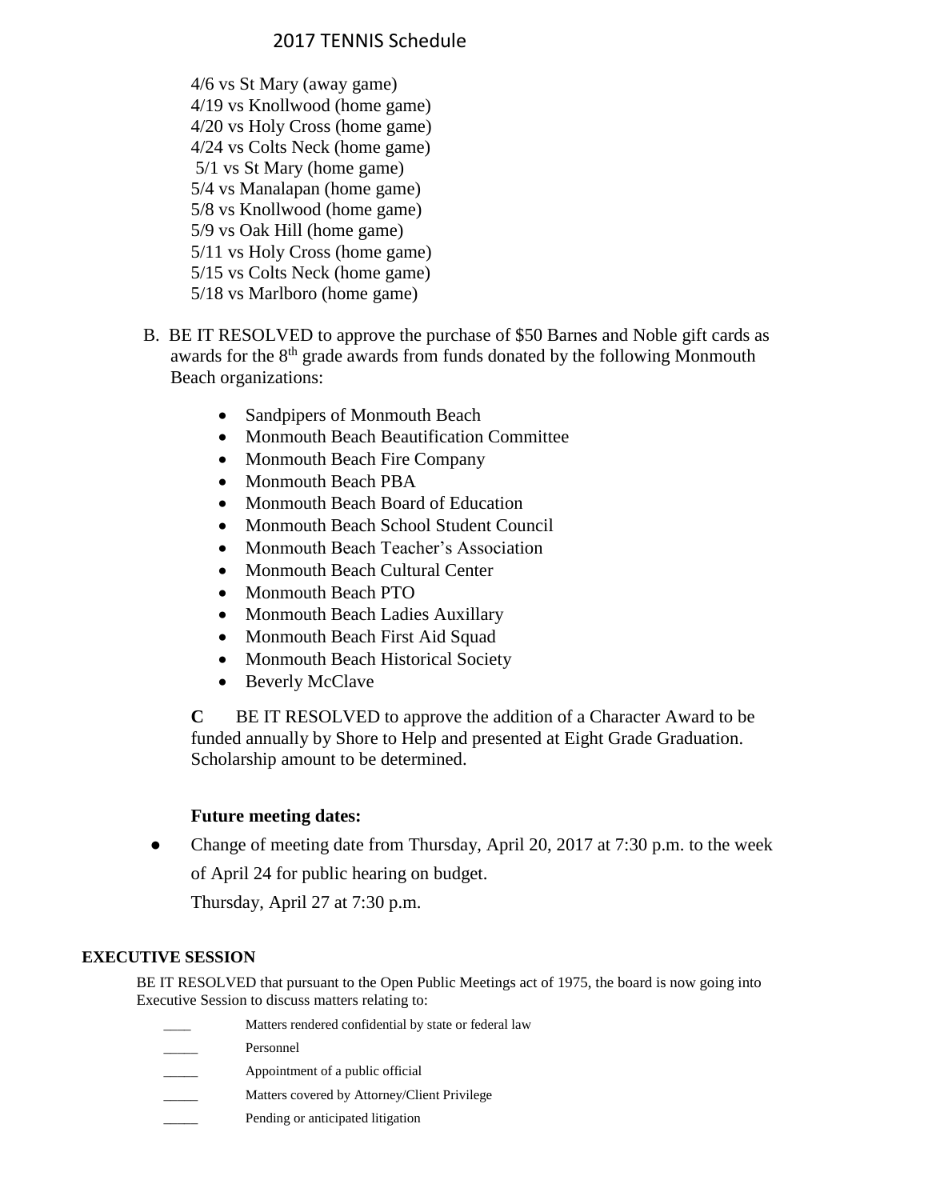## 2017 TENNIS Schedule

4/6 vs St Mary (away game)
4/19 vs Knollwood (home game)
4/20 vs Holy Cross (home game)
4/24 vs Colts Neck (home game)
5/1 vs St Mary (home game)
5/4 vs Manalapan (home game)
5/8 vs Knollwood (home game)
5/9 vs Oak Hill (home game)
5/11 vs Holy Cross (home game)
5/15 vs Colts Neck (home game)
5/18 vs Marlboro (home game)

B. BE IT RESOLVED to approve the purchase of $50 Barnes and Noble gift cards as awards for the 8th grade awards from funds donated by the following Monmouth Beach organizations:

- Sandpipers of Monmouth Beach
- Monmouth Beach Beautification Committee
- Monmouth Beach Fire Company
- Monmouth Beach PBA
- Monmouth Beach Board of Education
- Monmouth Beach School Student Council
- Monmouth Beach Teacher's Association
- Monmouth Beach Cultural Center
- Monmouth Beach PTO
- Monmouth Beach Ladies Auxillary
- Monmouth Beach First Aid Squad
- Monmouth Beach Historical Society
- Beverly McClave

**C** BE IT RESOLVED to approve the addition of a Character Award to be funded annually by Shore to Help and presented at Eight Grade Graduation. Scholarship amount to be determined.

**Future meeting dates:**

- Change of meeting date from Thursday, April 20, 2017 at 7:30 p.m. to the week of April 24 for public hearing on budget.
  Thursday, April 27 at 7:30 p.m.

**EXECUTIVE SESSION**

BE IT RESOLVED that pursuant to the Open Public Meetings act of 1975, the board is now going into Executive Session to discuss matters relating to:

____ Matters rendered confidential by state or federal law
_____ Personnel
_____ Appointment of a public official
_____ Matters covered by Attorney/Client Privilege
_____ Pending or anticipated litigation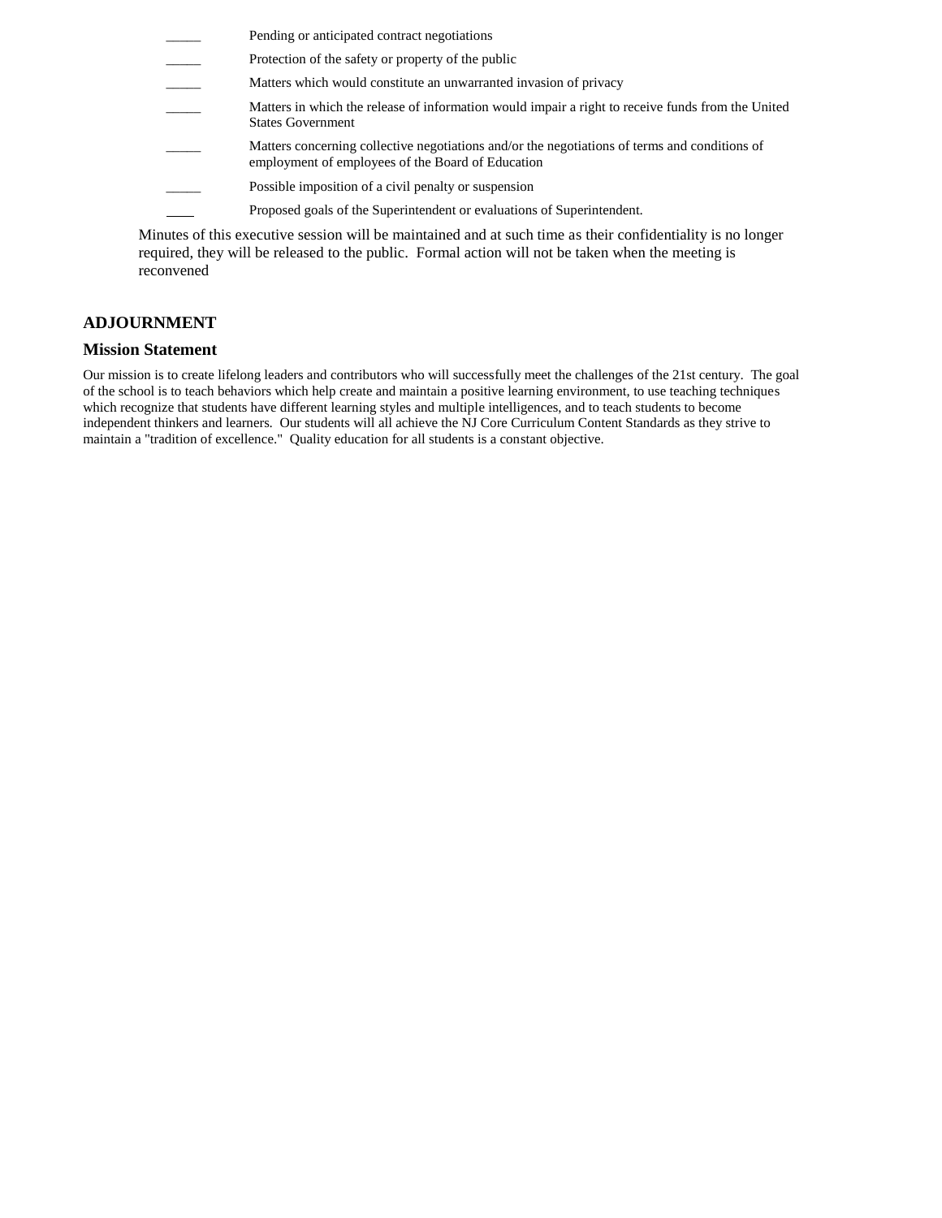_____ Pending or anticipated contract negotiations

_____ Protection of the safety or property of the public

_____ Matters which would constitute an unwarranted invasion of privacy

_____ Matters in which the release of information would impair a right to receive funds from the United States Government

_____ Matters concerning collective negotiations and/or the negotiations of terms and conditions of employment of employees of the Board of Education

_____ Possible imposition of a civil penalty or suspension

____ Proposed goals of the Superintendent or evaluations of Superintendent.

Minutes of this executive session will be maintained and at such time as their confidentiality is no longer required, they will be released to the public. Formal action will not be taken when the meeting is reconvened

## ADJOURNMENT

## Mission Statement

Our mission is to create lifelong leaders and contributors who will successfully meet the challenges of the 21st century. The goal of the school is to teach behaviors which help create and maintain a positive learning environment, to use teaching techniques which recognize that students have different learning styles and multiple intelligences, and to teach students to become independent thinkers and learners. Our students will all achieve the NJ Core Curriculum Content Standards as they strive to maintain a "tradition of excellence." Quality education for all students is a constant objective.